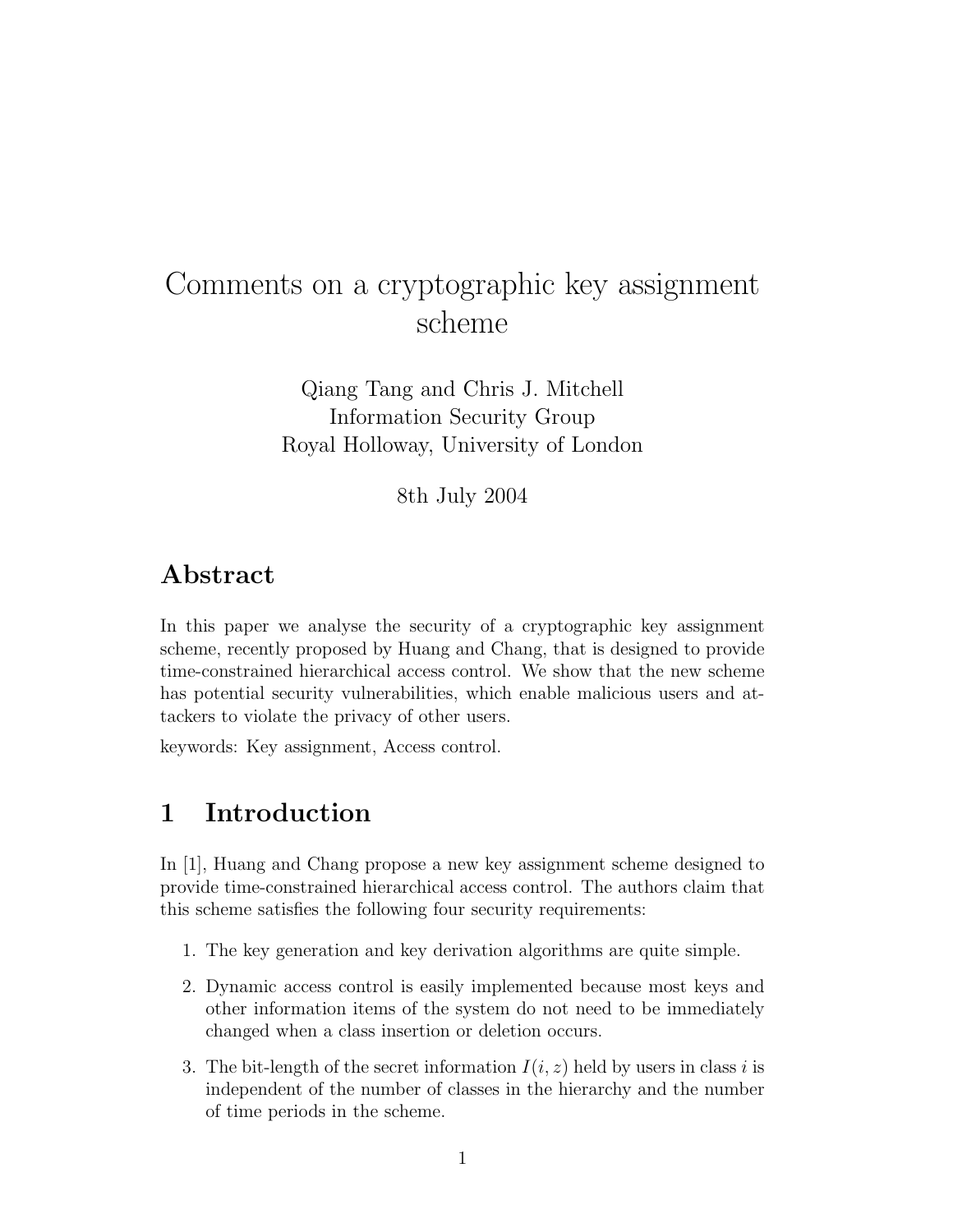# Comments on a cryptographic key assignment scheme

Qiang Tang and Chris J. Mitchell
Information Security Group
Royal Holloway, University of London

8th July 2004

## Abstract

In this paper we analyse the security of a cryptographic key assignment scheme, recently proposed by Huang and Chang, that is designed to provide time-constrained hierarchical access control. We show that the new scheme has potential security vulnerabilities, which enable malicious users and attackers to violate the privacy of other users.

keywords: Key assignment, Access control.

## 1 Introduction

In [1], Huang and Chang propose a new key assignment scheme designed to provide time-constrained hierarchical access control. The authors claim that this scheme satisfies the following four security requirements:

1. The key generation and key derivation algorithms are quite simple.
2. Dynamic access control is easily implemented because most keys and other information items of the system do not need to be immediately changed when a class insertion or deletion occurs.
3. The bit-length of the secret information $I(i, z)$ held by users in class $i$ is independent of the number of classes in the hierarchy and the number of time periods in the scheme.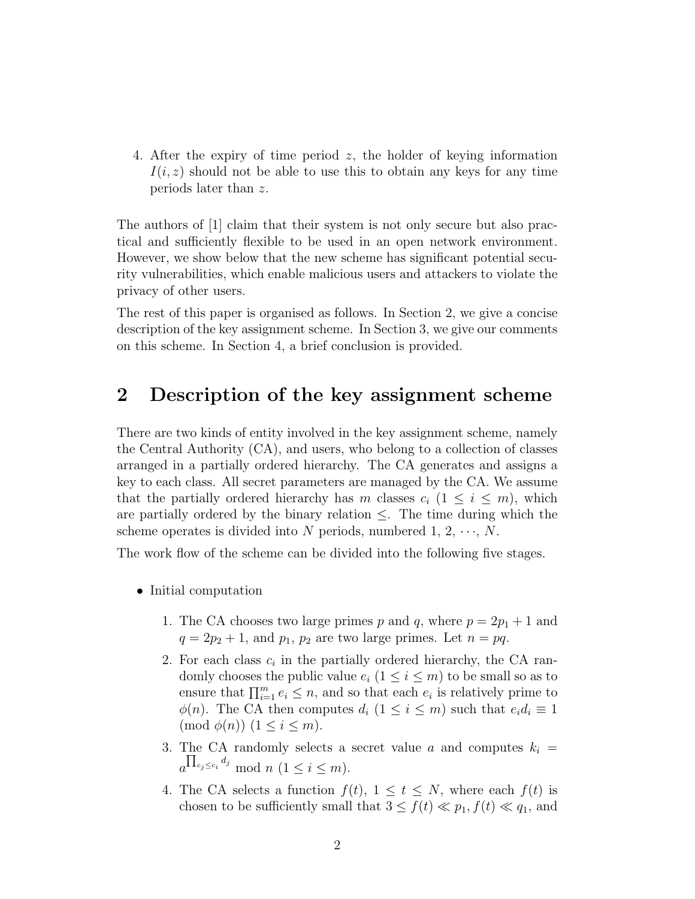4. After the expiry of time period $z$, the holder of keying information $I(i, z)$ should not be able to use this to obtain any keys for any time periods later than $z$.

The authors of [1] claim that their system is not only secure but also practical and sufficiently flexible to be used in an open network environment. However, we show below that the new scheme has significant potential security vulnerabilities, which enable malicious users and attackers to violate the privacy of other users.

The rest of this paper is organised as follows. In Section 2, we give a concise description of the key assignment scheme. In Section 3, we give our comments on this scheme. In Section 4, a brief conclusion is provided.

# 2 Description of the key assignment scheme

There are two kinds of entity involved in the key assignment scheme, namely the Central Authority (CA), and users, who belong to a collection of classes arranged in a partially ordered hierarchy. The CA generates and assigns a key to each class. All secret parameters are managed by the CA. We assume that the partially ordered hierarchy has $m$ classes $c_i$ ($1 \leq i \leq m$), which are partially ordered by the binary relation $\leq$. The time during which the scheme operates is divided into $N$ periods, numbered 1, 2, $\cdots$, $N$.

The work flow of the scheme can be divided into the following five stages.

- Initial computation

  1. The CA chooses two large primes $p$ and $q$, where $p = 2p_1 + 1$ and $q = 2p_2 + 1$, and $p_1$, $p_2$ are two large primes. Let $n = pq$.
  2. For each class $c_i$ in the partially ordered hierarchy, the CA randomly chooses the public value $e_i$ ($1 \leq i \leq m$) to be small so as to ensure that $\prod_{i=1}^{m} e_i \leq n$, and so that each $e_i$ is relatively prime to $\phi(n)$. The CA then computes $d_i$ ($1 \leq i \leq m$) such that $e_i d_i \equiv 1 \pmod{\phi(n)}$ ($1 \leq i \leq m$).
  3. The CA randomly selects a secret value $a$ and computes $k_i = a^{\prod_{c_j \leq c_i} d_j} \bmod n$ ($1 \leq i \leq m$).
  4. The CA selects a function $f(t)$, $1 \leq t \leq N$, where each $f(t)$ is chosen to be sufficiently small that $3 \leq f(t) \ll p_1$, $f(t) \ll q_1$, and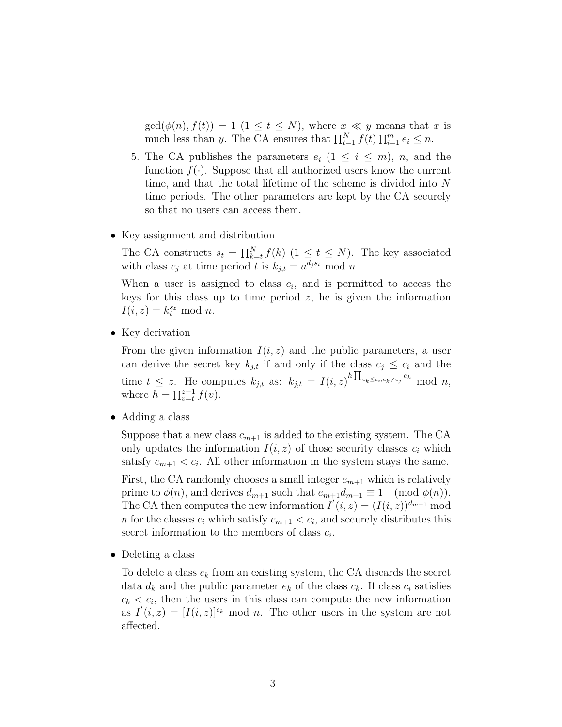$\gcd(\phi(n), f(t)) = 1$ $(1 \le t \le N)$, where $x \ll y$ means that $x$ is much less than $y$. The CA ensures that $\prod_{t=1}^{N} f(t) \prod_{i=1}^{m} e_i \le n$.

5. The CA publishes the parameters $e_i$ $(1 \le i \le m)$, $n$, and the function $f(\cdot)$. Suppose that all authorized users know the current time, and that the total lifetime of the scheme is divided into $N$ time periods. The other parameters are kept by the CA securely so that no users can access them.

- Key assignment and distribution

  The CA constructs $s_t = \prod_{k=t}^{N} f(k)$ $(1 \le t \le N)$. The key associated with class $c_j$ at time period $t$ is $k_{j,t} = a^{d_j s_t} \bmod n$.

  When a user is assigned to class $c_i$, and is permitted to access the keys for this class up to time period $z$, he is given the information $I(i,z) = k_i^{s_z} \bmod n$.

- Key derivation

  From the given information $I(i,z)$ and the public parameters, a user can derive the secret key $k_{j,t}$ if and only if the class $c_j \le c_i$ and the time $t \le z$. He computes $k_{j,t}$ as: $k_{j,t} = I(i,z)^{h \prod_{c_k \le c_i, c_k \ne c_j} e_k} \bmod n$, where $h = \prod_{v=t}^{z-1} f(v)$.

- Adding a class

  Suppose that a new class $c_{m+1}$ is added to the existing system. The CA only updates the information $I(i,z)$ of those security classes $c_i$ which satisfy $c_{m+1} < c_i$. All other information in the system stays the same.

  First, the CA randomly chooses a small integer $e_{m+1}$ which is relatively prime to $\phi(n)$, and derives $d_{m+1}$ such that $e_{m+1} d_{m+1} \equiv 1 \pmod{\phi(n)}$. The CA then computes the new information $I'(i,z) = (I(i,z))^{d_{m+1}} \bmod n$ for the classes $c_i$ which satisfy $c_{m+1} < c_i$, and securely distributes this secret information to the members of class $c_i$.

- Deleting a class

  To delete a class $c_k$ from an existing system, the CA discards the secret data $d_k$ and the public parameter $e_k$ of the class $c_k$. If class $c_i$ satisfies $c_k < c_i$, then the users in this class can compute the new information as $I'(i,z) = [I(i,z)]^{e_k} \bmod n$. The other users in the system are not affected.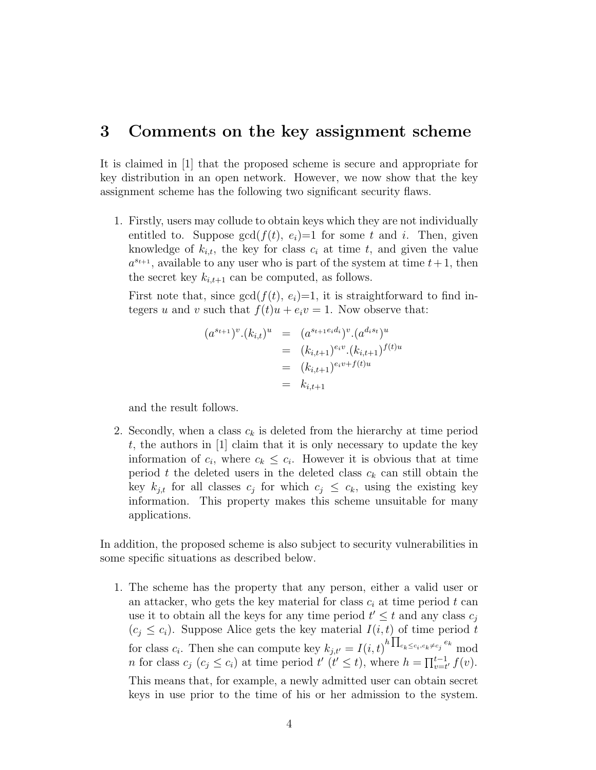# 3 Comments on the key assignment scheme

It is claimed in [1] that the proposed scheme is secure and appropriate for key distribution in an open network. However, we now show that the key assignment scheme has the following two significant security flaws.

1. Firstly, users may collude to obtain keys which they are not individually entitled to. Suppose $\gcd(f(t),\, e_i)$=1 for some $t$ and $i$. Then, given knowledge of $k_{i,t}$, the key for class $c_i$ at time $t$, and given the value $a^{s_{t+1}}$, available to any user who is part of the system at time $t+1$, then the secret key $k_{i,t+1}$ can be computed, as follows.

   First note that, since $\gcd(f(t),\, e_i)$=1, it is straightforward to find integers $u$ and $v$ such that $f(t)u + e_i v = 1$. Now observe that:

   $$\begin{aligned}(a^{s_{t+1}})^v.(k_{i,t})^u &= (a^{s_{t+1}e_i d_i})^v.(a^{d_i s_t})^u \\ &= (k_{i,t+1})^{e_i v}.(k_{i,t+1})^{f(t)u} \\ &= (k_{i,t+1})^{e_i v + f(t)u} \\ &= k_{i,t+1}\end{aligned}$$

   and the result follows.

2. Secondly, when a class $c_k$ is deleted from the hierarchy at time period $t$, the authors in [1] claim that it is only necessary to update the key information of $c_i$, where $c_k \le c_i$. However it is obvious that at time period $t$ the deleted users in the deleted class $c_k$ can still obtain the key $k_{j,t}$ for all classes $c_j$ for which $c_j \le c_k$, using the existing key information. This property makes this scheme unsuitable for many applications.

In addition, the proposed scheme is also subject to security vulnerabilities in some specific situations as described below.

1. The scheme has the property that any person, either a valid user or an attacker, who gets the key material for class $c_i$ at time period $t$ can use it to obtain all the keys for any time period $t' \le t$ and any class $c_j$ ($c_j \le c_i$). Suppose Alice gets the key material $I(i,t)$ of time period $t$ for class $c_i$. Then she can compute key $k_{j,t'} = I(i,t)^{h \prod_{c_k \le c_i, c_k \ne c_j} e_k} \bmod n$ for class $c_j$ ($c_j \le c_i$) at time period $t'$ ($t' \le t$), where $h = \prod_{v=t'}^{t-1} f(v)$.

   This means that, for example, a newly admitted user can obtain secret keys in use prior to the time of his or her admission to the system.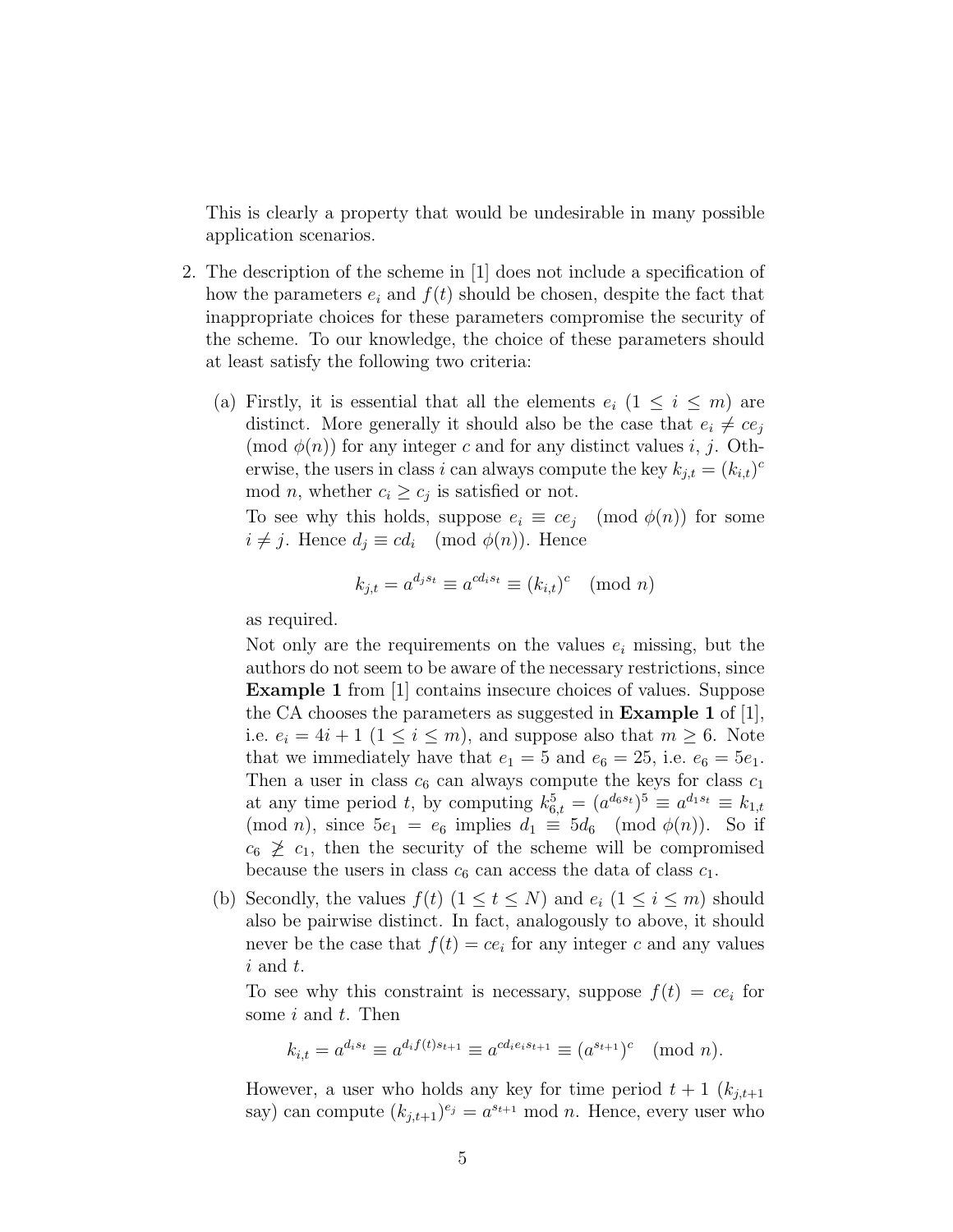This is clearly a property that would be undesirable in many possible application scenarios.

2. The description of the scheme in [1] does not include a specification of how the parameters $e_i$ and $f(t)$ should be chosen, despite the fact that inappropriate choices for these parameters compromise the security of the scheme. To our knowledge, the choice of these parameters should at least satisfy the following two criteria:

   (a) Firstly, it is essential that all the elements $e_i$ ($1 \leq i \leq m$) are distinct. More generally it should also be the case that $e_i \neq ce_j \pmod{\phi(n)}$ for any integer $c$ and for any distinct values $i$, $j$. Otherwise, the users in class $i$ can always compute the key $k_{j,t} = (k_{i,t})^c \bmod n$, whether $c_i \geq c_j$ is satisfied or not.

   To see why this holds, suppose $e_i \equiv ce_j \pmod{\phi(n)}$ for some $i \neq j$. Hence $d_j \equiv cd_i \pmod{\phi(n)}$. Hence

   $$k_{j,t} = a^{d_j s_t} \equiv a^{cd_i s_t} \equiv (k_{i,t})^c \pmod{n}$$

   as required.

   Not only are the requirements on the values $e_i$ missing, but the authors do not seem to be aware of the necessary restrictions, since **Example 1** from [1] contains insecure choices of values. Suppose the CA chooses the parameters as suggested in **Example 1** of [1], i.e. $e_i = 4i + 1$ ($1 \leq i \leq m$), and suppose also that $m \geq 6$. Note that we immediately have that $e_1 = 5$ and $e_6 = 25$, i.e. $e_6 = 5e_1$. Then a user in class $c_6$ can always compute the keys for class $c_1$ at any time period $t$, by computing $k_{6,t}^5 = (a^{d_6 s_t})^5 \equiv a^{d_1 s_t} \equiv k_{1,t} \pmod{n}$, since $5e_1 = e_6$ implies $d_1 \equiv 5d_6 \pmod{\phi(n)}$. So if $c_6 \not\geq c_1$, then the security of the scheme will be compromised because the users in class $c_6$ can access the data of class $c_1$.

   (b) Secondly, the values $f(t)$ ($1 \leq t \leq N$) and $e_i$ ($1 \leq i \leq m$) should also be pairwise distinct. In fact, analogously to above, it should never be the case that $f(t) = ce_i$ for any integer $c$ and any values $i$ and $t$.

   To see why this constraint is necessary, suppose $f(t) = ce_i$ for some $i$ and $t$. Then

   $$k_{i,t} = a^{d_i s_t} \equiv a^{d_i f(t) s_{t+1}} \equiv a^{cd_i e_i s_{t+1}} \equiv (a^{s_{t+1}})^c \pmod{n}.$$

   However, a user who holds any key for time period $t+1$ ($k_{j,t+1}$ say) can compute $(k_{j,t+1})^{e_j} = a^{s_{t+1}} \bmod n$. Hence, every user who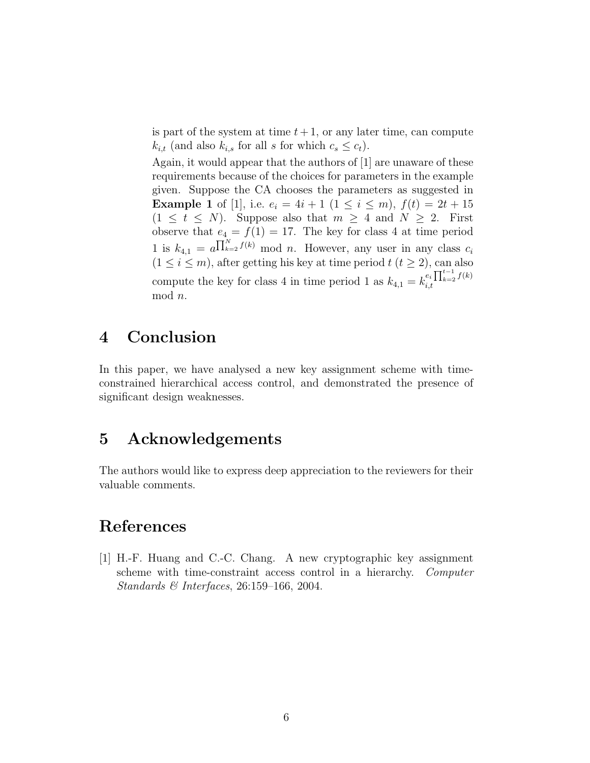is part of the system at time $t+1$, or any later time, can compute $k_{i,t}$ (and also $k_{i,s}$ for all $s$ for which $c_s \leq c_t$).

Again, it would appear that the authors of [1] are unaware of these requirements because of the choices for parameters in the example given. Suppose the CA chooses the parameters as suggested in **Example 1** of [1], i.e. $e_i = 4i + 1$ ($1 \leq i \leq m$), $f(t) = 2t + 15$ ($1 \leq t \leq N$). Suppose also that $m \geq 4$ and $N \geq 2$. First observe that $e_4 = f(1) = 17$. The key for class 4 at time period 1 is $k_{4,1} = a^{\prod_{k=2}^{N} f(k)} \bmod n$. However, any user in any class $c_i$ ($1 \leq i \leq m$), after getting his key at time period $t$ ($t \geq 2$), can also compute the key for class 4 in time period 1 as $k_{4,1} = k_{i,t}^{e_i \prod_{k=2}^{t-1} f(k)} \bmod n$.

# 4 Conclusion

In this paper, we have analysed a new key assignment scheme with time-constrained hierarchical access control, and demonstrated the presence of significant design weaknesses.

# 5 Acknowledgements

The authors would like to express deep appreciation to the reviewers for their valuable comments.

# References

[1] H.-F. Huang and C.-C. Chang. A new cryptographic key assignment scheme with time-constraint access control in a hierarchy. *Computer Standards & Interfaces*, 26:159–166, 2004.